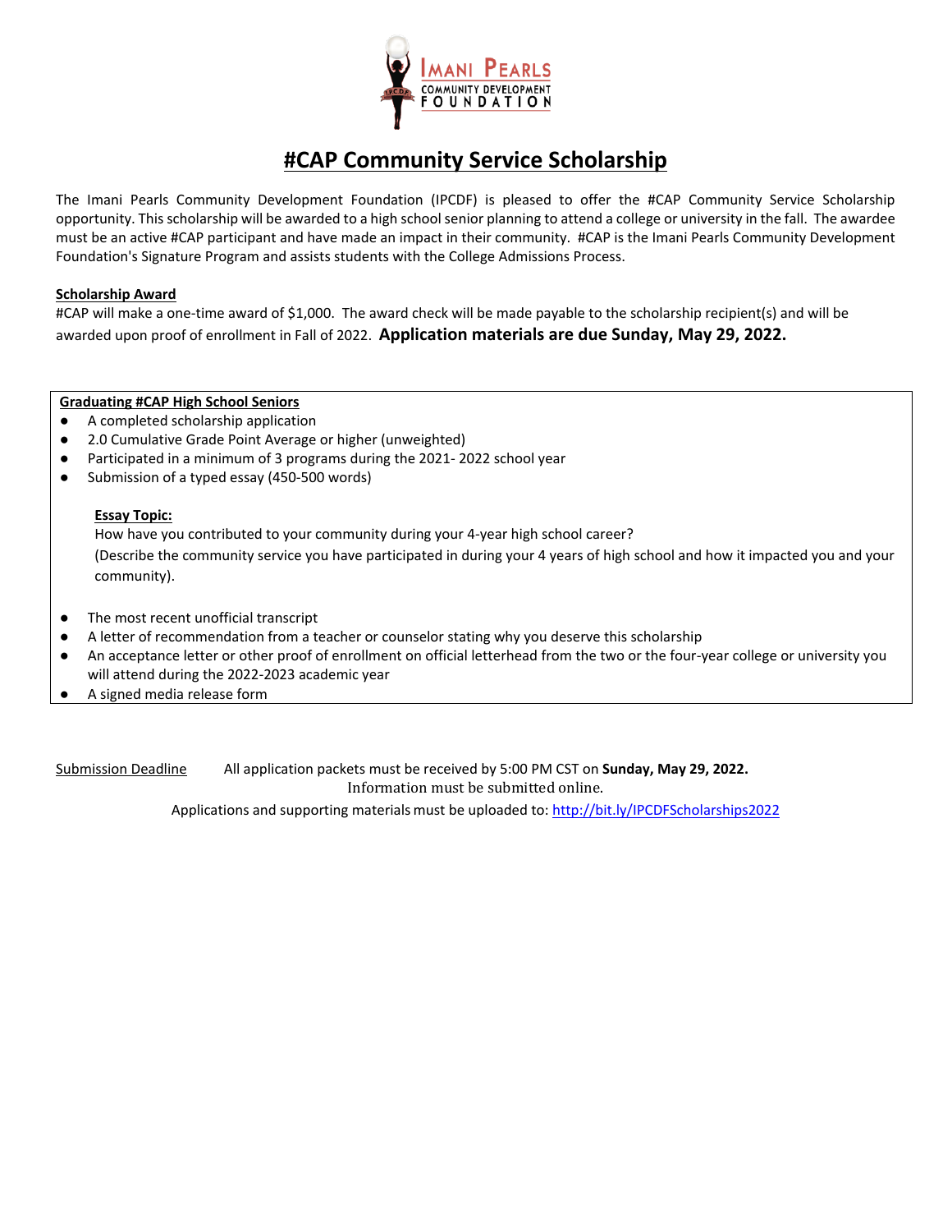IMANI PEARLS COMMUNITY DEVELOPMENT FOUNDATION

# #CAP Community Service Scholarship

The Imani Pearls Community Development Foundation (IPCDF) is pleased to offer the #CAP Community Service Scholarship opportunity. This scholarship will be awarded to a high school senior planning to attend a college or university in the fall. The awardee must be an active #CAP participant and have made an impact in their community. #CAP is the Imani Pearls Community Development Foundation's Signature Program and assists students with the College Admissions Process.

**Scholarship Award**

#CAP will make a one-time award of $1,000. The award check will be made payable to the scholarship recipient(s) and will be awarded upon proof of enrollment in Fall of 2022. **Application materials are due Sunday, May 29, 2022.**

**Graduating #CAP High School Seniors**

- A completed scholarship application
- 2.0 Cumulative Grade Point Average or higher (unweighted)
- Participated in a minimum of 3 programs during the 2021- 2022 school year
- Submission of a typed essay (450-500 words)

  **Essay Topic:**
  How have you contributed to your community during your 4-year high school career?
  (Describe the community service you have participated in during your 4 years of high school and how it impacted you and your community).

- The most recent unofficial transcript
- A letter of recommendation from a teacher or counselor stating why you deserve this scholarship
- An acceptance letter or other proof of enrollment on official letterhead from the two or the four-year college or university you will attend during the 2022-2023 academic year
- A signed media release form

Submission Deadline All application packets must be received by 5:00 PM CST on **Sunday, May 29, 2022.**

Information must be submitted online.

Applications and supporting materials must be uploaded to: http://bit.ly/IPCDFScholarships2022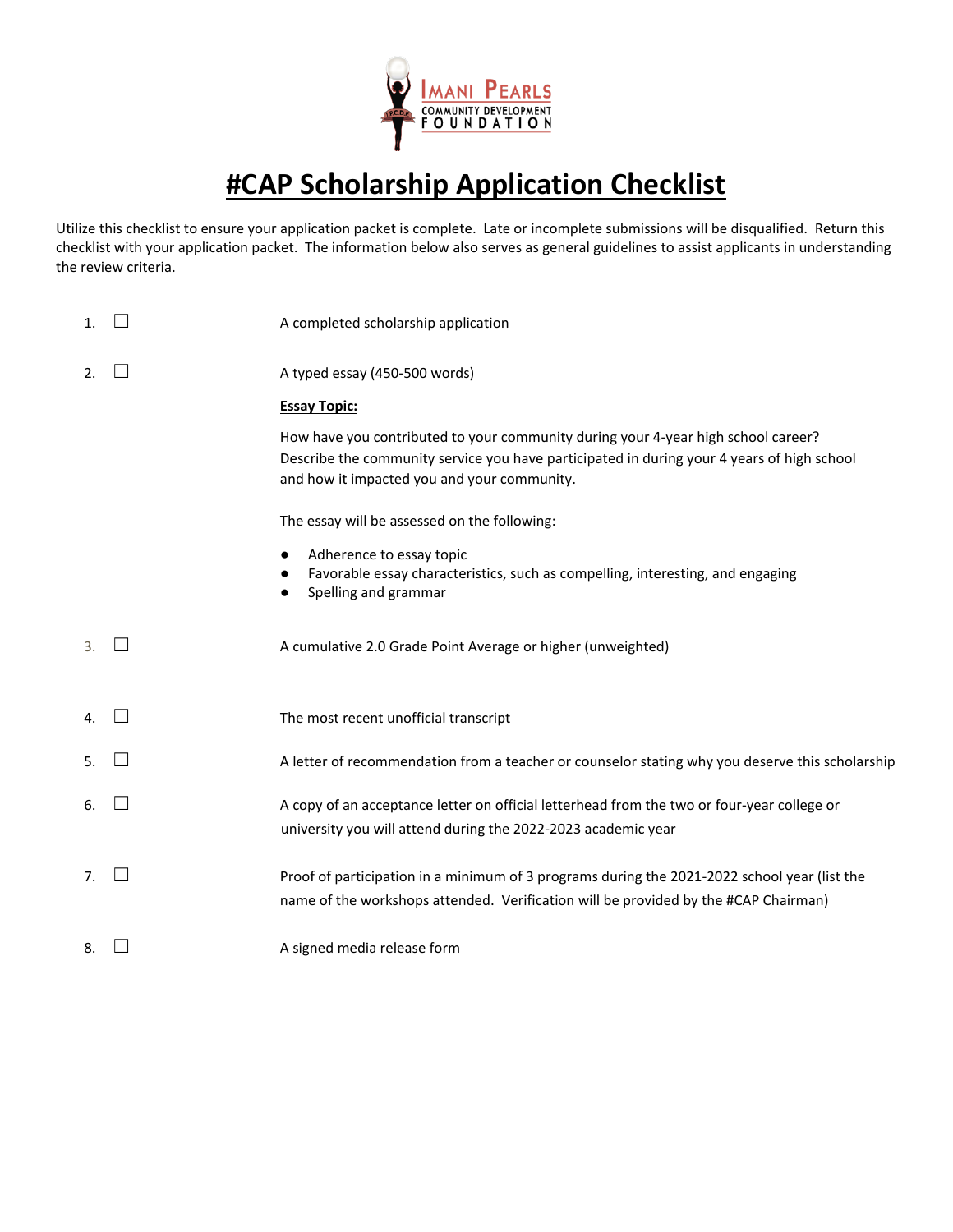IMANI PEARLS COMMUNITY DEVELOPMENT FOUNDATION

# #CAP Scholarship Application Checklist

Utilize this checklist to ensure your application packet is complete. Late or incomplete submissions will be disqualified. Return this checklist with your application packet. The information below also serves as general guidelines to assist applicants in understanding the review criteria.

1. ☐ A completed scholarship application

2. ☐ A typed essay (450-500 words)

   **Essay Topic:**

   How have you contributed to your community during your 4-year high school career? Describe the community service you have participated in during your 4 years of high school and how it impacted you and your community.

   The essay will be assessed on the following:

   - Adherence to essay topic
   - Favorable essay characteristics, such as compelling, interesting, and engaging
   - Spelling and grammar

3. ☐ A cumulative 2.0 Grade Point Average or higher (unweighted)

4. ☐ The most recent unofficial transcript

5. ☐ A letter of recommendation from a teacher or counselor stating why you deserve this scholarship

6. ☐ A copy of an acceptance letter on official letterhead from the two or four-year college or university you will attend during the 2022-2023 academic year

7. ☐ Proof of participation in a minimum of 3 programs during the 2021-2022 school year (list the name of the workshops attended. Verification will be provided by the #CAP Chairman)

8. ☐ A signed media release form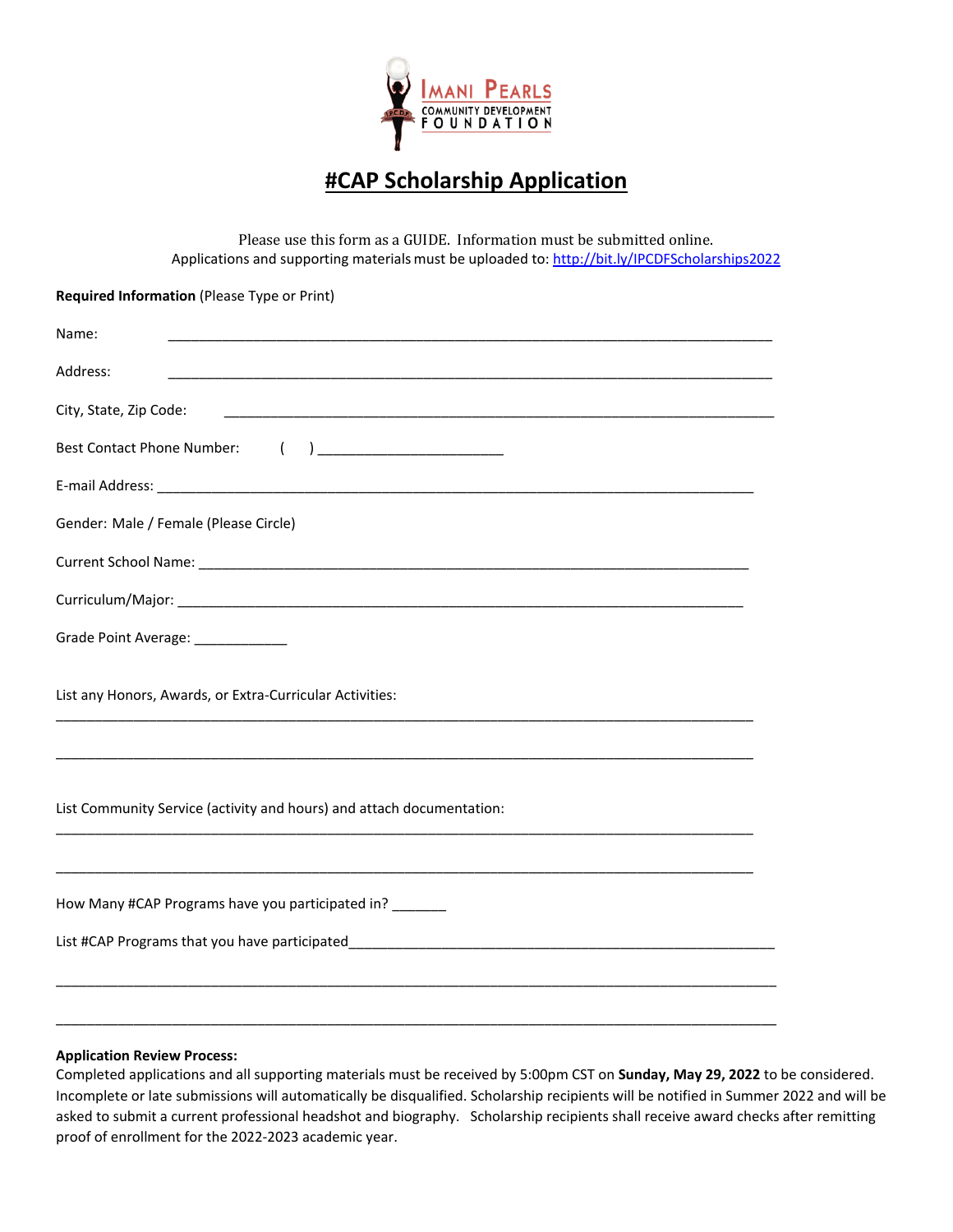IMANI PEARLS
COMMUNITY DEVELOPMENT
FOUNDATION

# #CAP Scholarship Application

Please use this form as a GUIDE. Information must be submitted online.
Applications and supporting materials must be uploaded to: http://bit.ly/IPCDFScholarships2022

**Required Information** (Please Type or Print)

Name: ______________________________________________________________________________

Address: ______________________________________________________________________________

City, State, Zip Code: ______________________________________________________________________

Best Contact Phone Number: ( ) ________________________

E-mail Address: ______________________________________________________________________________

Gender: Male / Female (Please Circle)

Current School Name: ________________________________________________________________________

Curriculum/Major: __________________________________________________________________________

Grade Point Average: ____________

List any Honors, Awards, or Extra-Curricular Activities:

_____________________________________________________________________________________

_____________________________________________________________________________________

List Community Service (activity and hours) and attach documentation:

_____________________________________________________________________________________

_____________________________________________________________________________________

How Many #CAP Programs have you participated in? _______

List #CAP Programs that you have participated_______________________________________________________

_____________________________________________________________________________________

_____________________________________________________________________________________

**Application Review Process:**
Completed applications and all supporting materials must be received by 5:00pm CST on **Sunday, May 29, 2022** to be considered. Incomplete or late submissions will automatically be disqualified. Scholarship recipients will be notified in Summer 2022 and will be asked to submit a current professional headshot and biography. Scholarship recipients shall receive award checks after remitting proof of enrollment for the 2022-2023 academic year.